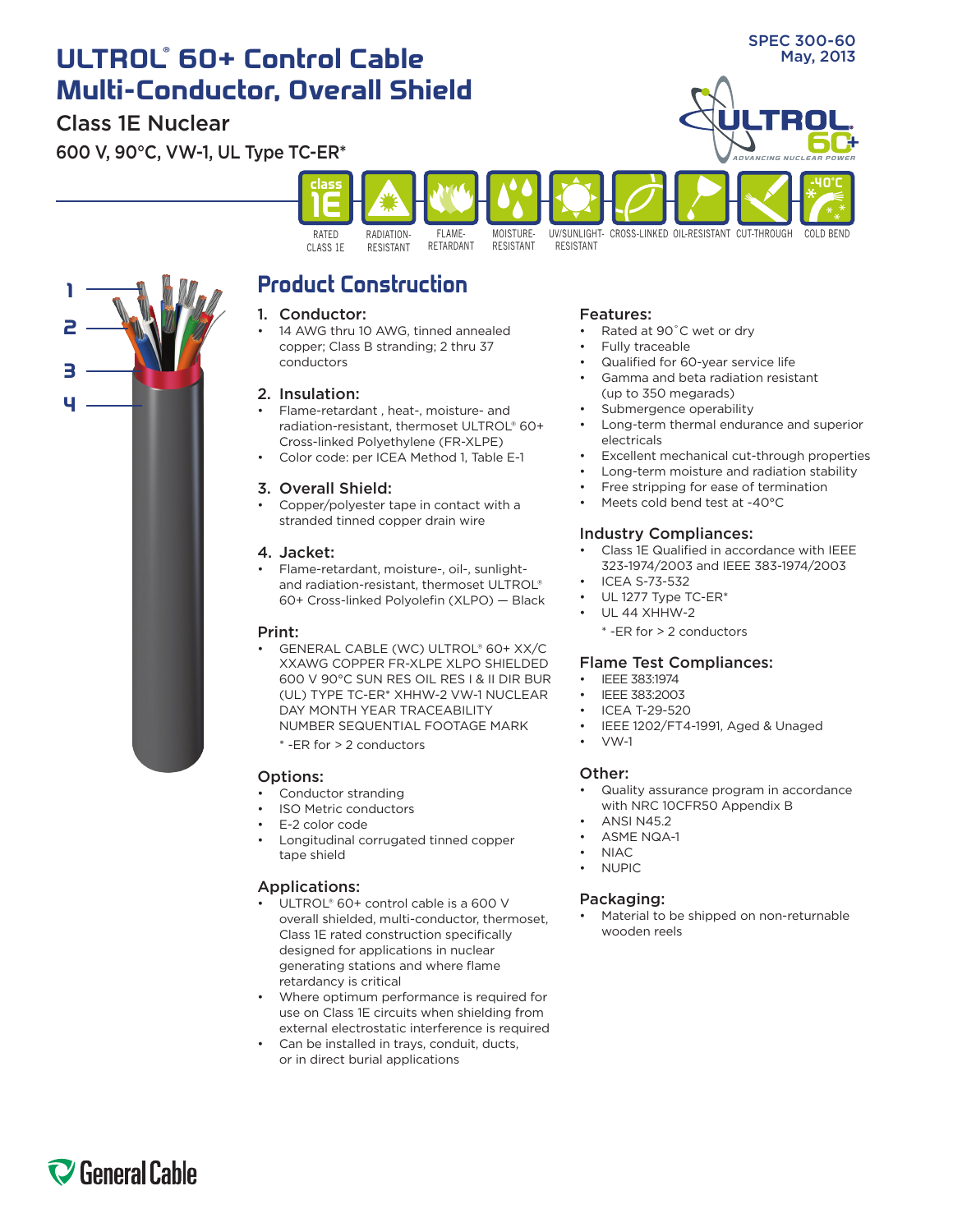SPEC 300-60
May, 2013

# ULTROL® 60+ Control Cable Multi-Conductor, Overall Shield

## Class 1E Nuclear

600 V, 90°C, VW-1, UL Type TC-ER*

RATED CLASS 1E | RADIATION-RESISTANT | FLAME-RETARDANT | MOISTURE-RESISTANT | UV/SUNLIGHT-RESISTANT | CROSS-LINKED | OIL-RESISTANT | CUT-THROUGH | COLD BEND

## Product Construction

### 1. Conductor:
- 14 AWG thru 10 AWG, tinned annealed copper; Class B stranding; 2 thru 37 conductors

### 2. Insulation:
- Flame-retardant , heat-, moisture- and radiation-resistant, thermoset ULTROL® 60+ Cross-linked Polyethylene (FR-XLPE)
- Color code: per ICEA Method 1, Table E-1

### 3. Overall Shield:
- Copper/polyester tape in contact with a stranded tinned copper drain wire

### 4. Jacket:
- Flame-retardant, moisture-, oil-, sunlight- and radiation-resistant, thermoset ULTROL® 60+ Cross-linked Polyolefin (XLPO) — Black

### Print:
- GENERAL CABLE (WC) ULTROL® 60+ XX/C XXAWG COPPER FR-XLPE XLPO SHIELDED 600 V 90°C SUN RES OIL RES I & II DIR BUR (UL) TYPE TC-ER* XHHW-2 VW-1 NUCLEAR DAY MONTH YEAR TRACEABILITY NUMBER SEQUENTIAL FOOTAGE MARK

  * -ER for > 2 conductors

### Options:
- Conductor stranding
- ISO Metric conductors
- E-2 color code
- Longitudinal corrugated tinned copper tape shield

### Applications:
- ULTROL® 60+ control cable is a 600 V overall shielded, multi-conductor, thermoset, Class 1E rated construction specifically designed for applications in nuclear generating stations and where flame retardancy is critical
- Where optimum performance is required for use on Class 1E circuits when shielding from external electrostatic interference is required
- Can be installed in trays, conduit, ducts, or in direct burial applications

### Features:
- Rated at 90˚C wet or dry
- Fully traceable
- Qualified for 60-year service life
- Gamma and beta radiation resistant (up to 350 megarads)
- Submergence operability
- Long-term thermal endurance and superior electricals
- Excellent mechanical cut-through properties
- Long-term moisture and radiation stability
- Free stripping for ease of termination
- Meets cold bend test at -40°C

### Industry Compliances:
- Class 1E Qualified in accordance with IEEE 323-1974/2003 and IEEE 383-1974/2003
- ICEA S-73-532
- UL 1277 Type TC-ER*
- UL 44 XHHW-2

  * -ER for > 2 conductors

### Flame Test Compliances:
- IEEE 383:1974
- IEEE 383:2003
- ICEA T-29-520
- IEEE 1202/FT4-1991, Aged & Unaged
- VW-1

### Other:
- Quality assurance program in accordance with NRC 10CFR50 Appendix B
- ANSI N45.2
- ASME NQA-1
- NIAC
- NUPIC

### Packaging:
- Material to be shipped on non-returnable wooden reels

General Cable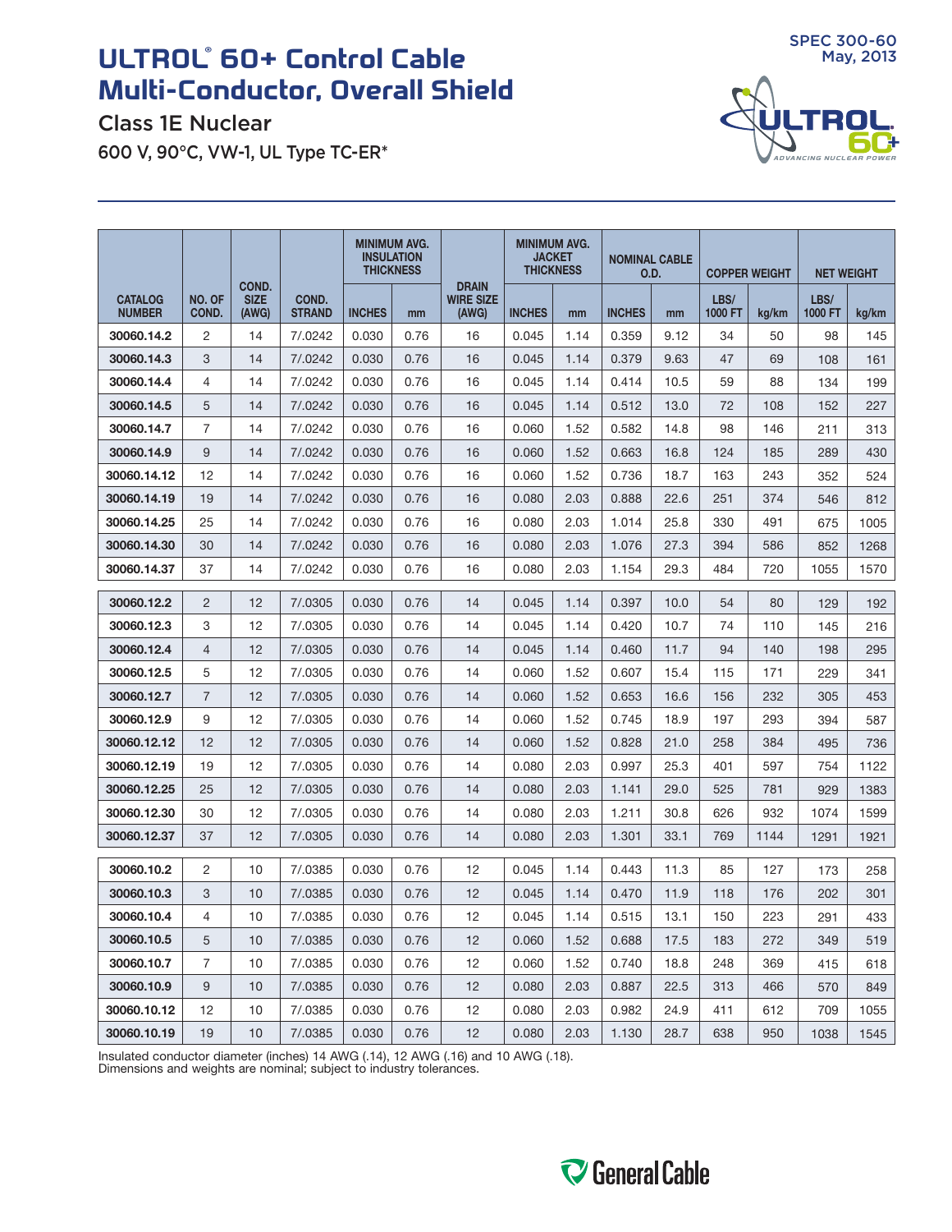# ULTROL® 60+ Control Cable
# Multi-Conductor, Overall Shield

## Class 1E Nuclear

600 V, 90°C, VW-1, UL Type TC-ER*

SPEC 300-60
May, 2013

| CATALOG NUMBER | NO. OF COND. | COND. SIZE (AWG) | COND. STRAND | MINIMUM AVG. INSULATION THICKNESS | | DRAIN WIRE SIZE (AWG) | MINIMUM AVG. JACKET THICKNESS | | NOMINAL CABLE O.D. | | COPPER WEIGHT | | NET WEIGHT | |
|---|---|---|---|---|---|---|---|---|---|---|---|---|---|---|
| | | | | INCHES | mm | | INCHES | mm | INCHES | mm | LBS/ 1000 FT | kg/km | LBS/ 1000 FT | kg/km |
| 30060.14.2 | 2 | 14 | 7/.0242 | 0.030 | 0.76 | 16 | 0.045 | 1.14 | 0.359 | 9.12 | 34 | 50 | 98 | 145 |
| 30060.14.3 | 3 | 14 | 7/.0242 | 0.030 | 0.76 | 16 | 0.045 | 1.14 | 0.379 | 9.63 | 47 | 69 | 108 | 161 |
| 30060.14.4 | 4 | 14 | 7/.0242 | 0.030 | 0.76 | 16 | 0.045 | 1.14 | 0.414 | 10.5 | 59 | 88 | 134 | 199 |
| 30060.14.5 | 5 | 14 | 7/.0242 | 0.030 | 0.76 | 16 | 0.045 | 1.14 | 0.512 | 13.0 | 72 | 108 | 152 | 227 |
| 30060.14.7 | 7 | 14 | 7/.0242 | 0.030 | 0.76 | 16 | 0.060 | 1.52 | 0.582 | 14.8 | 98 | 146 | 211 | 313 |
| 30060.14.9 | 9 | 14 | 7/.0242 | 0.030 | 0.76 | 16 | 0.060 | 1.52 | 0.663 | 16.8 | 124 | 185 | 289 | 430 |
| 30060.14.12 | 12 | 14 | 7/.0242 | 0.030 | 0.76 | 16 | 0.060 | 1.52 | 0.736 | 18.7 | 163 | 243 | 352 | 524 |
| 30060.14.19 | 19 | 14 | 7/.0242 | 0.030 | 0.76 | 16 | 0.080 | 2.03 | 0.888 | 22.6 | 251 | 374 | 546 | 812 |
| 30060.14.25 | 25 | 14 | 7/.0242 | 0.030 | 0.76 | 16 | 0.080 | 2.03 | 1.014 | 25.8 | 330 | 491 | 675 | 1005 |
| 30060.14.30 | 30 | 14 | 7/.0242 | 0.030 | 0.76 | 16 | 0.080 | 2.03 | 1.076 | 27.3 | 394 | 586 | 852 | 1268 |
| 30060.14.37 | 37 | 14 | 7/.0242 | 0.030 | 0.76 | 16 | 0.080 | 2.03 | 1.154 | 29.3 | 484 | 720 | 1055 | 1570 |
| 30060.12.2 | 2 | 12 | 7/.0305 | 0.030 | 0.76 | 14 | 0.045 | 1.14 | 0.397 | 10.0 | 54 | 80 | 129 | 192 |
| 30060.12.3 | 3 | 12 | 7/.0305 | 0.030 | 0.76 | 14 | 0.045 | 1.14 | 0.420 | 10.7 | 74 | 110 | 145 | 216 |
| 30060.12.4 | 4 | 12 | 7/.0305 | 0.030 | 0.76 | 14 | 0.045 | 1.14 | 0.460 | 11.7 | 94 | 140 | 198 | 295 |
| 30060.12.5 | 5 | 12 | 7/.0305 | 0.030 | 0.76 | 14 | 0.060 | 1.52 | 0.607 | 15.4 | 115 | 171 | 229 | 341 |
| 30060.12.7 | 7 | 12 | 7/.0305 | 0.030 | 0.76 | 14 | 0.060 | 1.52 | 0.653 | 16.6 | 156 | 232 | 305 | 453 |
| 30060.12.9 | 9 | 12 | 7/.0305 | 0.030 | 0.76 | 14 | 0.060 | 1.52 | 0.745 | 18.9 | 197 | 293 | 394 | 587 |
| 30060.12.12 | 12 | 12 | 7/.0305 | 0.030 | 0.76 | 14 | 0.060 | 1.52 | 0.828 | 21.0 | 258 | 384 | 495 | 736 |
| 30060.12.19 | 19 | 12 | 7/.0305 | 0.030 | 0.76 | 14 | 0.080 | 2.03 | 0.997 | 25.3 | 401 | 597 | 754 | 1122 |
| 30060.12.25 | 25 | 12 | 7/.0305 | 0.030 | 0.76 | 14 | 0.080 | 2.03 | 1.141 | 29.0 | 525 | 781 | 929 | 1383 |
| 30060.12.30 | 30 | 12 | 7/.0305 | 0.030 | 0.76 | 14 | 0.080 | 2.03 | 1.211 | 30.8 | 626 | 932 | 1074 | 1599 |
| 30060.12.37 | 37 | 12 | 7/.0305 | 0.030 | 0.76 | 14 | 0.080 | 2.03 | 1.301 | 33.1 | 769 | 1144 | 1291 | 1921 |
| 30060.10.2 | 2 | 10 | 7/.0385 | 0.030 | 0.76 | 12 | 0.045 | 1.14 | 0.443 | 11.3 | 85 | 127 | 173 | 258 |
| 30060.10.3 | 3 | 10 | 7/.0385 | 0.030 | 0.76 | 12 | 0.045 | 1.14 | 0.470 | 11.9 | 118 | 176 | 202 | 301 |
| 30060.10.4 | 4 | 10 | 7/.0385 | 0.030 | 0.76 | 12 | 0.045 | 1.14 | 0.515 | 13.1 | 150 | 223 | 291 | 433 |
| 30060.10.5 | 5 | 10 | 7/.0385 | 0.030 | 0.76 | 12 | 0.060 | 1.52 | 0.688 | 17.5 | 183 | 272 | 349 | 519 |
| 30060.10.7 | 7 | 10 | 7/.0385 | 0.030 | 0.76 | 12 | 0.060 | 1.52 | 0.740 | 18.8 | 248 | 369 | 415 | 618 |
| 30060.10.9 | 9 | 10 | 7/.0385 | 0.030 | 0.76 | 12 | 0.080 | 2.03 | 0.887 | 22.5 | 313 | 466 | 570 | 849 |
| 30060.10.12 | 12 | 10 | 7/.0385 | 0.030 | 0.76 | 12 | 0.080 | 2.03 | 0.982 | 24.9 | 411 | 612 | 709 | 1055 |
| 30060.10.19 | 19 | 10 | 7/.0385 | 0.030 | 0.76 | 12 | 0.080 | 2.03 | 1.130 | 28.7 | 638 | 950 | 1038 | 1545 |

Insulated conductor diameter (inches) 14 AWG (.14), 12 AWG (.16) and 10 AWG (.18).
Dimensions and weights are nominal; subject to industry tolerances.